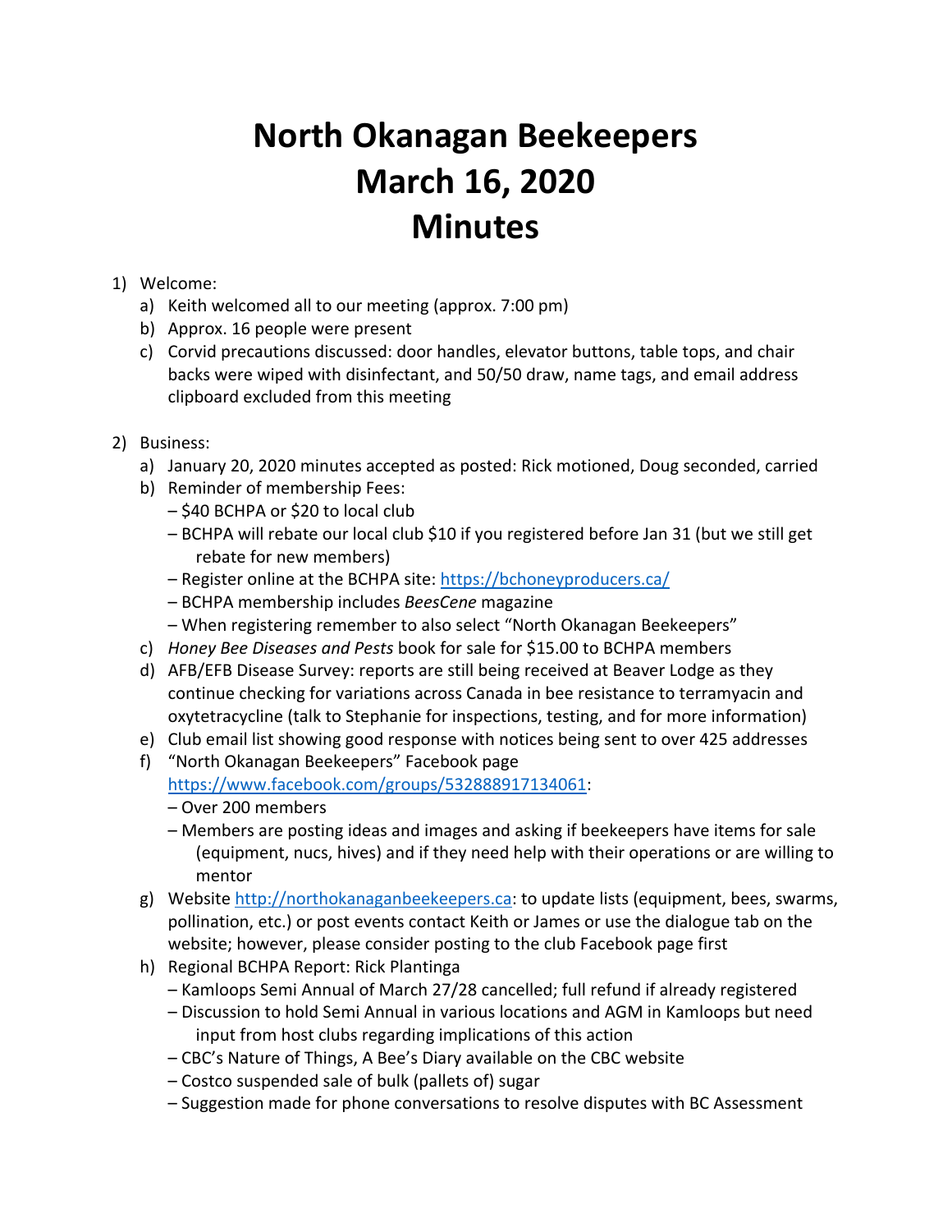# North Okanagan Beekeepers
# March 16, 2020
# Minutes

1) Welcome:
   a) Keith welcomed all to our meeting (approx. 7:00 pm)
   b) Approx. 16 people were present
   c) Corvid precautions discussed: door handles, elevator buttons, table tops, and chair backs were wiped with disinfectant, and 50/50 draw, name tags, and email address clipboard excluded from this meeting

2) Business:
   a) January 20, 2020 minutes accepted as posted: Rick motioned, Doug seconded, carried
   b) Reminder of membership Fees:
      – $40 BCHPA or $20 to local club
      – BCHPA will rebate our local club $10 if you registered before Jan 31 (but we still get rebate for new members)
      – Register online at the BCHPA site: https://bchoneyproducers.ca/
      – BCHPA membership includes *BeesCene* magazine
      – When registering remember to also select "North Okanagan Beekeepers"
   c) *Honey Bee Diseases and Pests* book for sale for $15.00 to BCHPA members
   d) AFB/EFB Disease Survey: reports are still being received at Beaver Lodge as they continue checking for variations across Canada in bee resistance to terramyacin and oxytetracycline (talk to Stephanie for inspections, testing, and for more information)
   e) Club email list showing good response with notices being sent to over 425 addresses
   f) "North Okanagan Beekeepers" Facebook page https://www.facebook.com/groups/532888917134061:
      – Over 200 members
      – Members are posting ideas and images and asking if beekeepers have items for sale (equipment, nucs, hives) and if they need help with their operations or are willing to mentor
   g) Website http://northokanaganbeekeepers.ca: to update lists (equipment, bees, swarms, pollination, etc.) or post events contact Keith or James or use the dialogue tab on the website; however, please consider posting to the club Facebook page first
   h) Regional BCHPA Report: Rick Plantinga
      – Kamloops Semi Annual of March 27/28 cancelled; full refund if already registered
      – Discussion to hold Semi Annual in various locations and AGM in Kamloops but need input from host clubs regarding implications of this action
      – CBC's Nature of Things, A Bee's Diary available on the CBC website
      – Costco suspended sale of bulk (pallets of) sugar
      – Suggestion made for phone conversations to resolve disputes with BC Assessment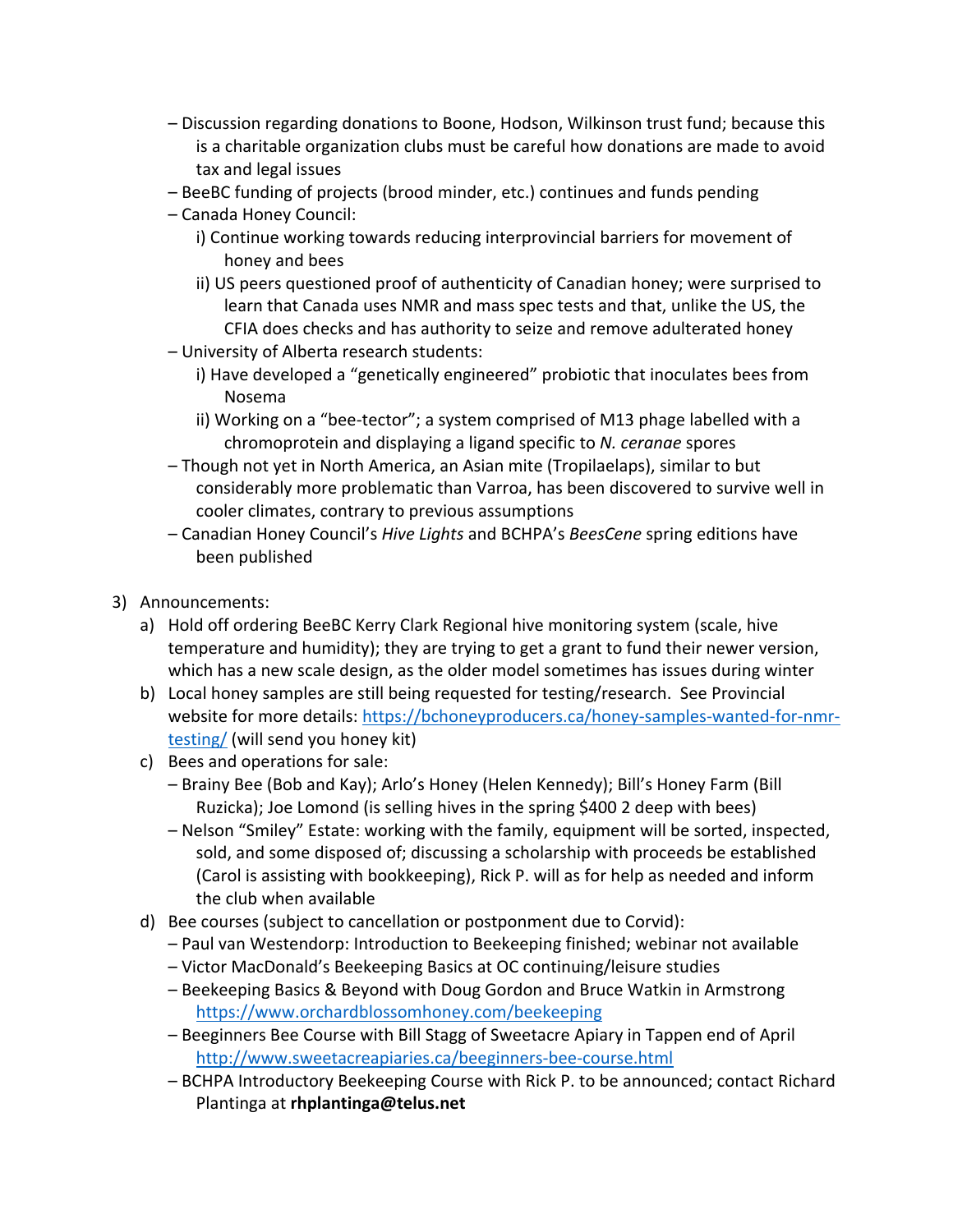– Discussion regarding donations to Boone, Hodson, Wilkinson trust fund; because this is a charitable organization clubs must be careful how donations are made to avoid tax and legal issues
– BeeBC funding of projects (brood minder, etc.) continues and funds pending
– Canada Honey Council:
  i) Continue working towards reducing interprovincial barriers for movement of honey and bees
  ii) US peers questioned proof of authenticity of Canadian honey; were surprised to learn that Canada uses NMR and mass spec tests and that, unlike the US, the CFIA does checks and has authority to seize and remove adulterated honey
– University of Alberta research students:
  i) Have developed a "genetically engineered" probiotic that inoculates bees from Nosema
  ii) Working on a "bee-tector"; a system comprised of M13 phage labelled with a chromoprotein and displaying a ligand specific to *N. ceranae* spores
– Though not yet in North America, an Asian mite (Tropilaelaps), similar to but considerably more problematic than Varroa, has been discovered to survive well in cooler climates, contrary to previous assumptions
– Canadian Honey Council's *Hive Lights* and BCHPA's *BeesCene* spring editions have been published

3) Announcements:
   a) Hold off ordering BeeBC Kerry Clark Regional hive monitoring system (scale, hive temperature and humidity); they are trying to get a grant to fund their newer version, which has a new scale design, as the older model sometimes has issues during winter
   b) Local honey samples are still being requested for testing/research. See Provincial website for more details: [https://bchoneyproducers.ca/honey-samples-wanted-for-nmr-testing/](https://bchoneyproducers.ca/honey-samples-wanted-for-nmr-testing/) (will send you honey kit)
   c) Bees and operations for sale:
      – Brainy Bee (Bob and Kay); Arlo's Honey (Helen Kennedy); Bill's Honey Farm (Bill Ruzicka); Joe Lomond (is selling hives in the spring $400 2 deep with bees)
      – Nelson "Smiley" Estate: working with the family, equipment will be sorted, inspected, sold, and some disposed of; discussing a scholarship with proceeds be established (Carol is assisting with bookkeeping), Rick P. will as for help as needed and inform the club when available
   d) Bee courses (subject to cancellation or postponment due to Corvid):
      – Paul van Westendorp: Introduction to Beekeeping finished; webinar not available
      – Victor MacDonald's Beekeeping Basics at OC continuing/leisure studies
      – Beekeeping Basics & Beyond with Doug Gordon and Bruce Watkin in Armstrong [https://www.orchardblossomhoney.com/beekeeping](https://www.orchardblossomhoney.com/beekeeping)
      – Beeginners Bee Course with Bill Stagg of Sweetacre Apiary in Tappen end of April [http://www.sweetacreapiaries.ca/beeginners-bee-course.html](http://www.sweetacreapiaries.ca/beeginners-bee-course.html)
      – BCHPA Introductory Beekeeping Course with Rick P. to be announced; contact Richard Plantinga at **rhplantinga@telus.net**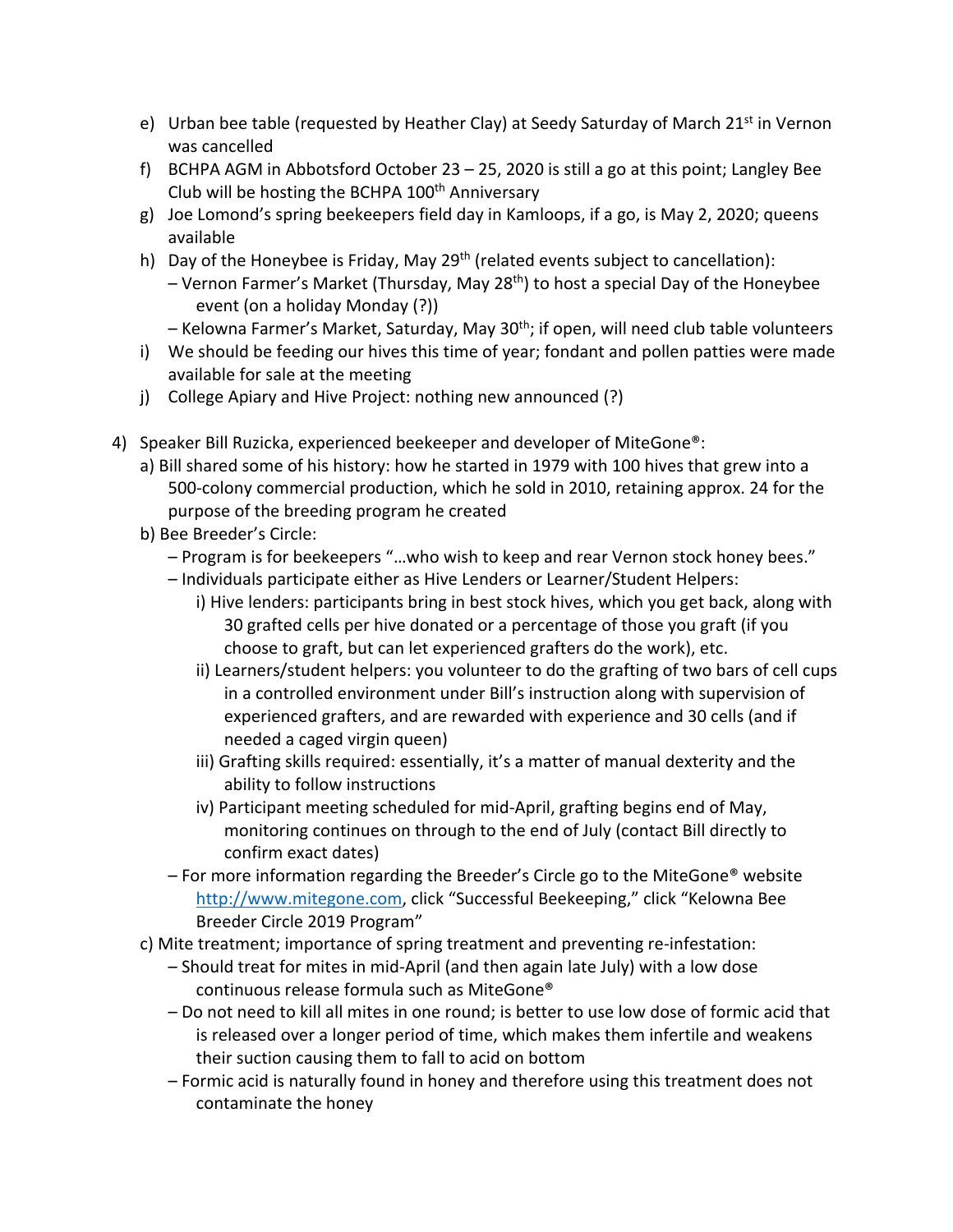e) Urban bee table (requested by Heather Clay) at Seedy Saturday of March 21st in Vernon was cancelled

f) BCHPA AGM in Abbotsford October 23 – 25, 2020 is still a go at this point; Langley Bee Club will be hosting the BCHPA 100th Anniversary

g) Joe Lomond's spring beekeepers field day in Kamloops, if a go, is May 2, 2020; queens available

h) Day of the Honeybee is Friday, May 29th (related events subject to cancellation):
   – Vernon Farmer's Market (Thursday, May 28th) to host a special Day of the Honeybee event (on a holiday Monday (?))
   – Kelowna Farmer's Market, Saturday, May 30th; if open, will need club table volunteers

i) We should be feeding our hives this time of year; fondant and pollen patties were made available for sale at the meeting

j) College Apiary and Hive Project: nothing new announced (?)

4) Speaker Bill Ruzicka, experienced beekeeper and developer of MiteGone®:

   a) Bill shared some of his history: how he started in 1979 with 100 hives that grew into a 500-colony commercial production, which he sold in 2010, retaining approx. 24 for the purpose of the breeding program he created

   b) Bee Breeder's Circle:
      – Program is for beekeepers "…who wish to keep and rear Vernon stock honey bees."
      – Individuals participate either as Hive Lenders or Learner/Student Helpers:
         i) Hive lenders: participants bring in best stock hives, which you get back, along with 30 grafted cells per hive donated or a percentage of those you graft (if you choose to graft, but can let experienced grafters do the work), etc.
         ii) Learners/student helpers: you volunteer to do the grafting of two bars of cell cups in a controlled environment under Bill's instruction along with supervision of experienced grafters, and are rewarded with experience and 30 cells (and if needed a caged virgin queen)
         iii) Grafting skills required: essentially, it's a matter of manual dexterity and the ability to follow instructions
         iv) Participant meeting scheduled for mid-April, grafting begins end of May, monitoring continues on through to the end of July (contact Bill directly to confirm exact dates)
      – For more information regarding the Breeder's Circle go to the MiteGone® website http://www.mitegone.com, click "Successful Beekeeping," click "Kelowna Bee Breeder Circle 2019 Program"

   c) Mite treatment; importance of spring treatment and preventing re-infestation:
      – Should treat for mites in mid-April (and then again late July) with a low dose continuous release formula such as MiteGone®
      – Do not need to kill all mites in one round; is better to use low dose of formic acid that is released over a longer period of time, which makes them infertile and weakens their suction causing them to fall to acid on bottom
      – Formic acid is naturally found in honey and therefore using this treatment does not contaminate the honey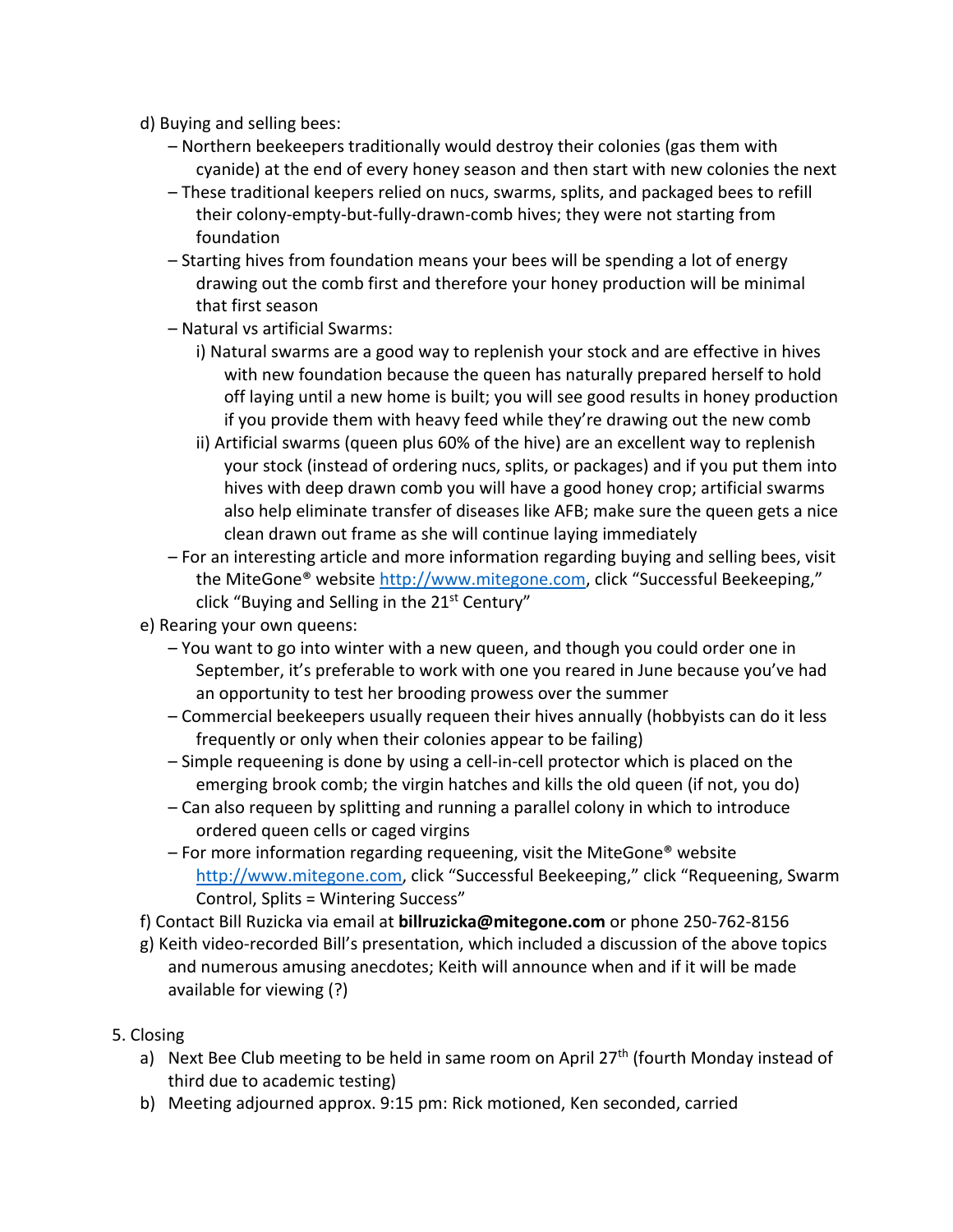d) Buying and selling bees:

- – Northern beekeepers traditionally would destroy their colonies (gas them with cyanide) at the end of every honey season and then start with new colonies the next
- – These traditional keepers relied on nucs, swarms, splits, and packaged bees to refill their colony-empty-but-fully-drawn-comb hives; they were not starting from foundation
- – Starting hives from foundation means your bees will be spending a lot of energy drawing out the comb first and therefore your honey production will be minimal that first season
- – Natural vs artificial Swarms:
  - i) Natural swarms are a good way to replenish your stock and are effective in hives with new foundation because the queen has naturally prepared herself to hold off laying until a new home is built; you will see good results in honey production if you provide them with heavy feed while they're drawing out the new comb
  - ii) Artificial swarms (queen plus 60% of the hive) are an excellent way to replenish your stock (instead of ordering nucs, splits, or packages) and if you put them into hives with deep drawn comb you will have a good honey crop; artificial swarms also help eliminate transfer of diseases like AFB; make sure the queen gets a nice clean drawn out frame as she will continue laying immediately
- – For an interesting article and more information regarding buying and selling bees, visit the MiteGone® website http://www.mitegone.com, click "Successful Beekeeping," click "Buying and Selling in the 21st Century"

e) Rearing your own queens:

- – You want to go into winter with a new queen, and though you could order one in September, it's preferable to work with one you reared in June because you've had an opportunity to test her brooding prowess over the summer
- – Commercial beekeepers usually requeen their hives annually (hobbyists can do it less frequently or only when their colonies appear to be failing)
- – Simple requeening is done by using a cell-in-cell protector which is placed on the emerging brook comb; the virgin hatches and kills the old queen (if not, you do)
- – Can also requeen by splitting and running a parallel colony in which to introduce ordered queen cells or caged virgins
- – For more information regarding requeening, visit the MiteGone® website http://www.mitegone.com, click "Successful Beekeeping," click "Requeening, Swarm Control, Splits = Wintering Success"

f) Contact Bill Ruzicka via email at **billruzicka@mitegone.com** or phone 250-762-8156

g) Keith video-recorded Bill's presentation, which included a discussion of the above topics and numerous amusing anecdotes; Keith will announce when and if it will be made available for viewing (?)

5. Closing

a) Next Bee Club meeting to be held in same room on April 27th (fourth Monday instead of third due to academic testing)

b) Meeting adjourned approx. 9:15 pm: Rick motioned, Ken seconded, carried